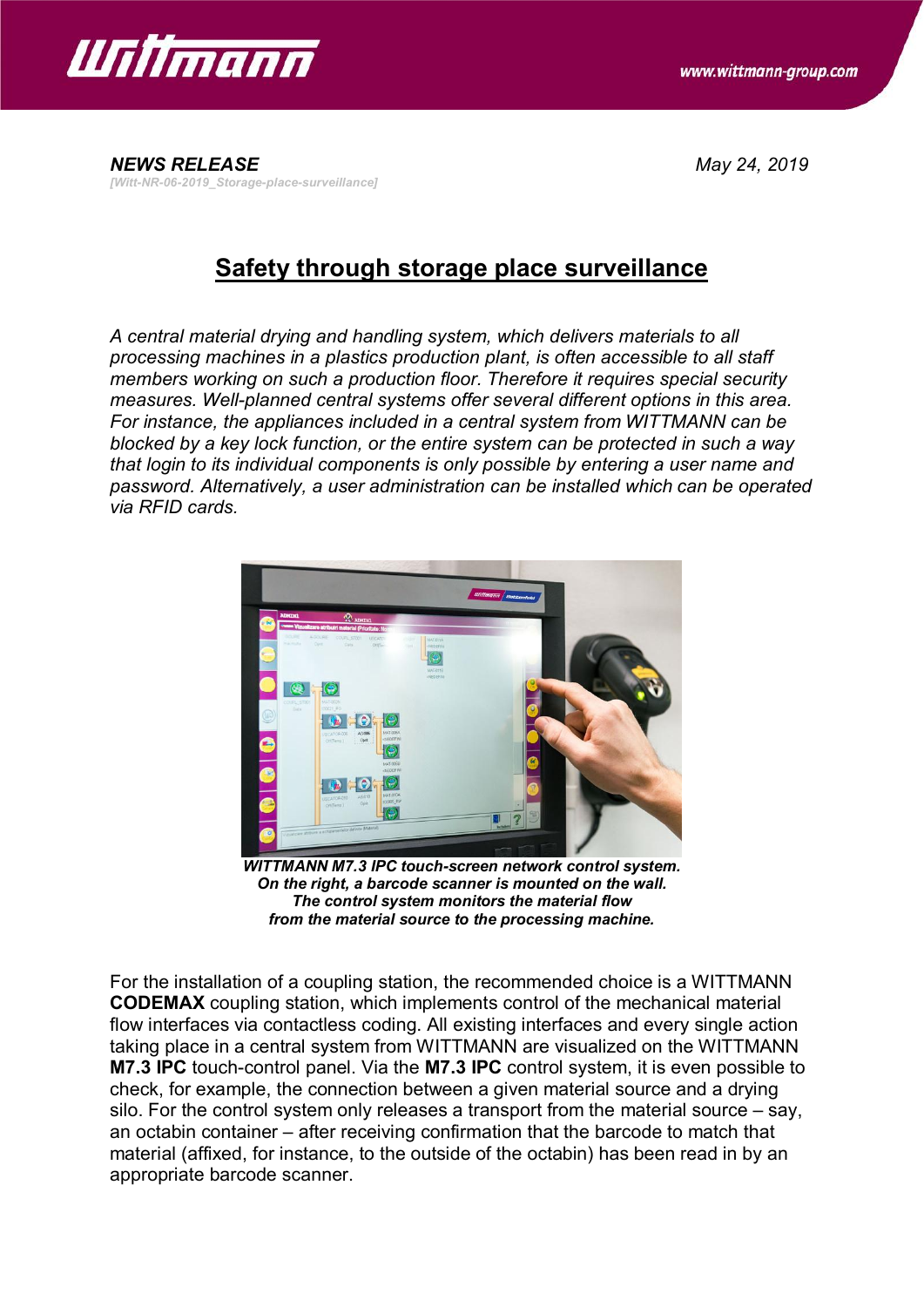**NEWS RELEASE** May 24, 2019

*[Witt-NR-06-2019_Storage-place-surveillance]*

# Safety through storage place surveillance

*A central material drying and handling system, which delivers materials to all processing machines in a plastics production plant, is often accessible to all staff members working on such a production floor. Therefore it requires special security measures. Well-planned central systems offer several different options in this area. For instance, the appliances included in a central system from WITTMANN can be blocked by a key lock function, or the entire system can be protected in such a way that login to its individual components is only possible by entering a user name and password. Alternatively, a user administration can be installed which can be operated via RFID cards.*

***WITTMANN M7.3 IPC touch-screen network control system. On the right, a barcode scanner is mounted on the wall. The control system monitors the material flow from the material source to the processing machine.***

For the installation of a coupling station, the recommended choice is a WITTMANN **CODEMAX** coupling station, which implements control of the mechanical material flow interfaces via contactless coding. All existing interfaces and every single action taking place in a central system from WITTMANN are visualized on the WITTMANN **M7.3 IPC** touch-control panel. Via the **M7.3 IPC** control system, it is even possible to check, for example, the connection between a given material source and a drying silo. For the control system only releases a transport from the material source – say, an octabin container – after receiving confirmation that the barcode to match that material (affixed, for instance, to the outside of the octabin) has been read in by an appropriate barcode scanner.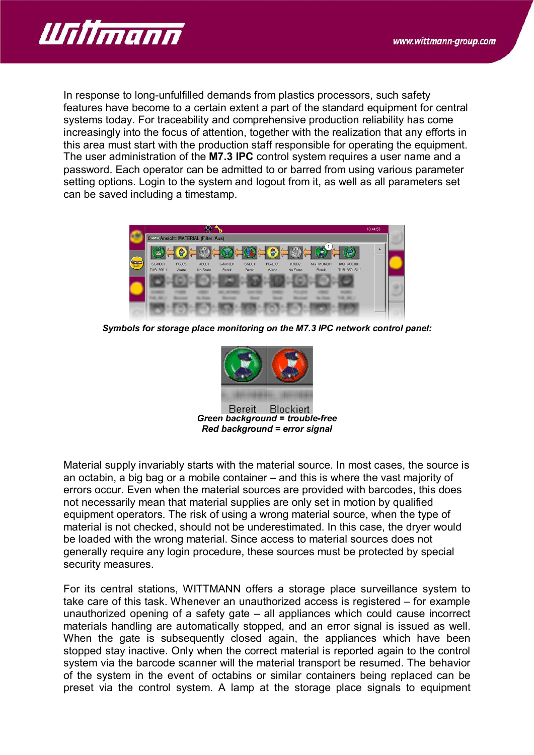In response to long-unfulfilled demands from plastics processors, such safety features have become to a certain extent a part of the standard equipment for central systems today. For traceability and comprehensive production reliability has come increasingly into the focus of attention, together with the realization that any efforts in this area must start with the production staff responsible for operating the equipment. The user administration of the **M7.3 IPC** control system requires a user name and a password. Each operator can be admitted to or barred from using various parameter setting options. Login to the system and logout from it, as well as all parameters set can be saved including a timestamp.

***Symbols for storage place monitoring on the M7.3 IPC network control panel:***

***Green background = trouble-free***
***Red background = error signal***

Material supply invariably starts with the material source. In most cases, the source is an octabin, a big bag or a mobile container – and this is where the vast majority of errors occur. Even when the material sources are provided with barcodes, this does not necessarily mean that material supplies are only set in motion by qualified equipment operators. The risk of using a wrong material source, when the type of material is not checked, should not be underestimated. In this case, the dryer would be loaded with the wrong material. Since access to material sources does not generally require any login procedure, these sources must be protected by special security measures.

For its central stations, WITTMANN offers a storage place surveillance system to take care of this task. Whenever an unauthorized access is registered – for example unauthorized opening of a safety gate – all appliances which could cause incorrect materials handling are automatically stopped, and an error signal is issued as well. When the gate is subsequently closed again, the appliances which have been stopped stay inactive. Only when the correct material is reported again to the control system via the barcode scanner will the material transport be resumed. The behavior of the system in the event of octabins or similar containers being replaced can be preset via the control system. A lamp at the storage place signals to equipment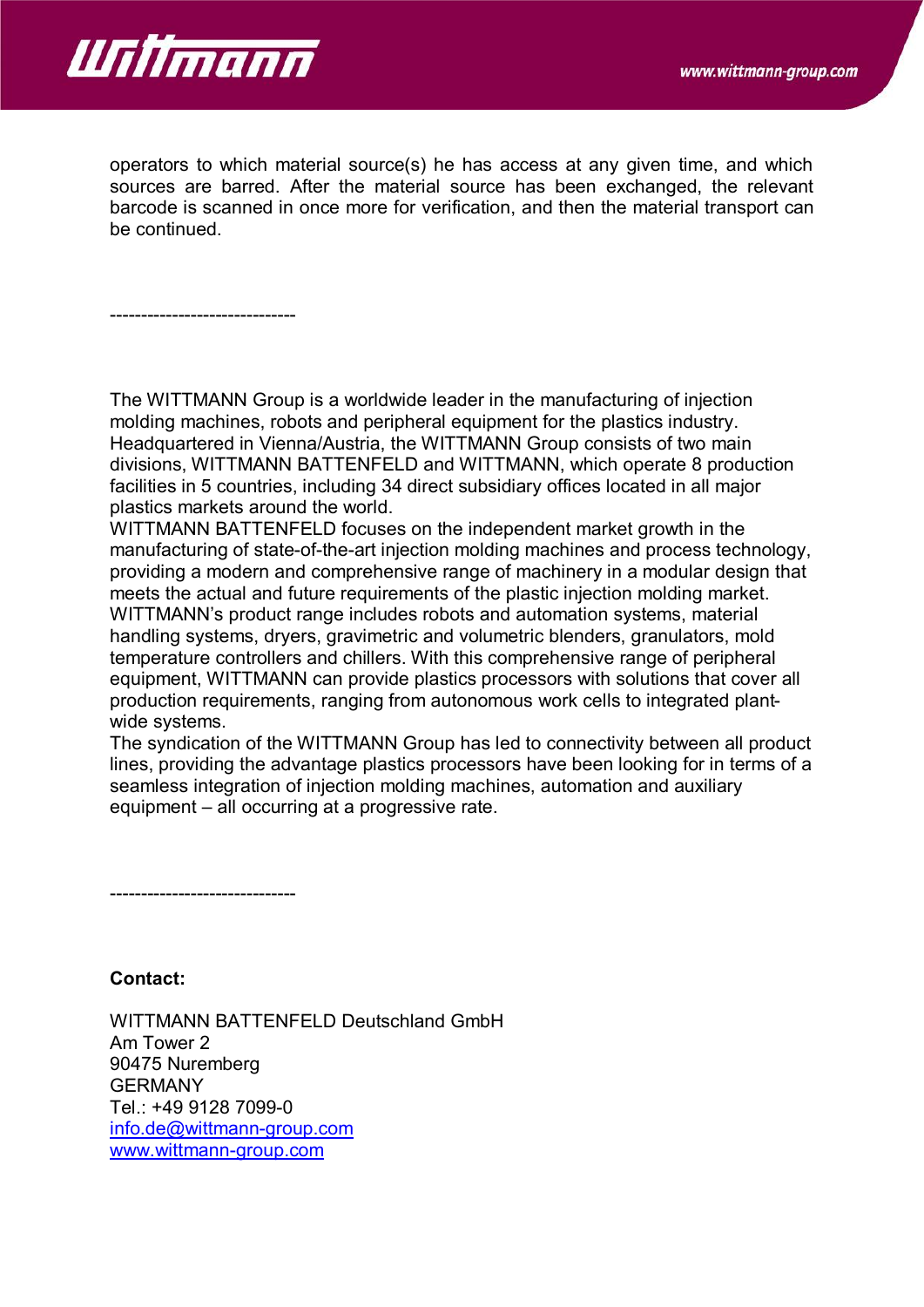operators to which material source(s) he has access at any given time, and which sources are barred. After the material source has been exchanged, the relevant barcode is scanned in once more for verification, and then the material transport can be continued.

------------------------------

The WITTMANN Group is a worldwide leader in the manufacturing of injection molding machines, robots and peripheral equipment for the plastics industry. Headquartered in Vienna/Austria, the WITTMANN Group consists of two main divisions, WITTMANN BATTENFELD and WITTMANN, which operate 8 production facilities in 5 countries, including 34 direct subsidiary offices located in all major plastics markets around the world.
WITTMANN BATTENFELD focuses on the independent market growth in the manufacturing of state-of-the-art injection molding machines and process technology, providing a modern and comprehensive range of machinery in a modular design that meets the actual and future requirements of the plastic injection molding market.
WITTMANN's product range includes robots and automation systems, material handling systems, dryers, gravimetric and volumetric blenders, granulators, mold temperature controllers and chillers. With this comprehensive range of peripheral equipment, WITTMANN can provide plastics processors with solutions that cover all production requirements, ranging from autonomous work cells to integrated plant-wide systems.
The syndication of the WITTMANN Group has led to connectivity between all product lines, providing the advantage plastics processors have been looking for in terms of a seamless integration of injection molding machines, automation and auxiliary equipment – all occurring at a progressive rate.

------------------------------

**Contact:**

WITTMANN BATTENFELD Deutschland GmbH
Am Tower 2
90475 Nuremberg
GERMANY
Tel.: +49 9128 7099-0
info.de@wittmann-group.com
www.wittmann-group.com